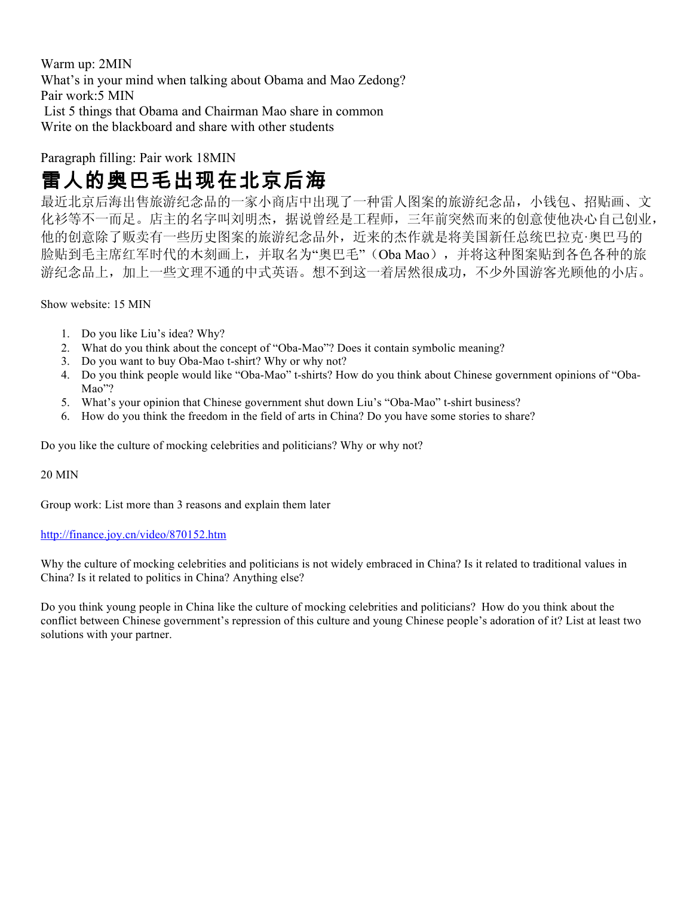Warm up: 2MIN
What's in your mind when talking about Obama and Mao Zedong?
Pair work:5 MIN
List 5 things that Obama and Chairman Mao share in common
Write on the blackboard and share with other students

Paragraph filling: Pair work 18MIN

# 雷人的奥巴毛出现在北京后海

最近北京后海出售旅游纪念品的一家小商店中出现了一种雷人图案的旅游纪念品，小钱包、招贴画、文化衫等不一而足。店主的名字叫刘明杰，据说曾经是工程师，三年前突然而来的创意使他决心自己创业，他的创意除了贩卖有一些历史图案的旅游纪念品外，近来的杰作就是将美国新任总统巴拉克·奥巴马的脸贴到毛主席红军时代的木刻画上，并取名为"奥巴毛"（Oba Mao），并将这种图案贴到各色各种的旅游纪念品上，加上一些文理不通的中式英语。想不到这一着居然很成功，不少外国游客光顾他的小店。

Show website: 15 MIN

1. Do you like Liu's idea? Why?
2. What do you think about the concept of "Oba-Mao"? Does it contain symbolic meaning?
3. Do you want to buy Oba-Mao t-shirt? Why or why not?
4. Do you think people would like "Oba-Mao" t-shirts? How do you think about Chinese government opinions of "Oba-Mao"?
5. What's your opinion that Chinese government shut down Liu's "Oba-Mao" t-shirt business?
6. How do you think the freedom in the field of arts in China? Do you have some stories to share?

Do you like the culture of mocking celebrities and politicians? Why or why not?

20 MIN

Group work: List more than 3 reasons and explain them later

http://finance.joy.cn/video/870152.htm

Why the culture of mocking celebrities and politicians is not widely embraced in China? Is it related to traditional values in China? Is it related to politics in China? Anything else?

Do you think young people in China like the culture of mocking celebrities and politicians? How do you think about the conflict between Chinese government's repression of this culture and young Chinese people's adoration of it? List at least two solutions with your partner.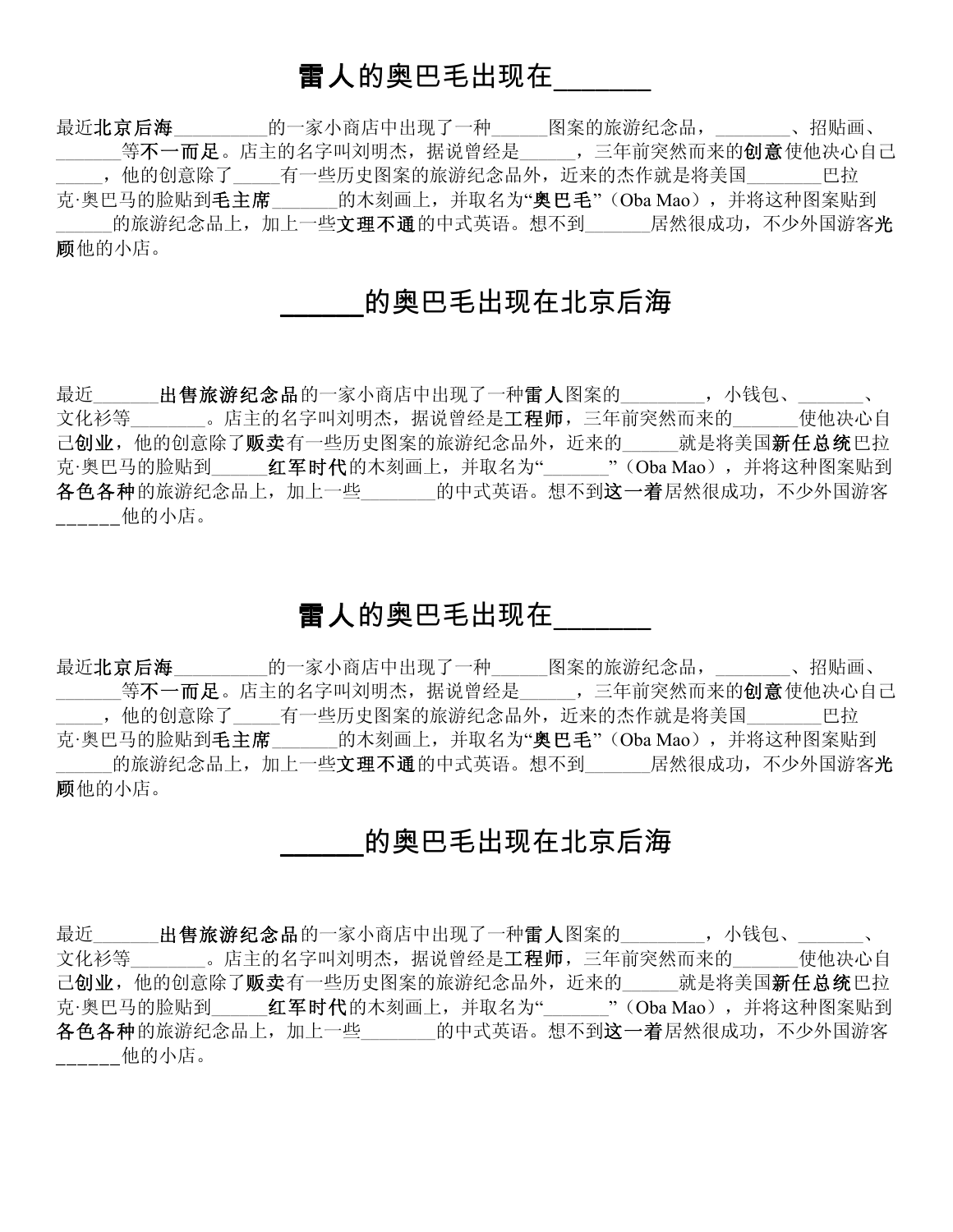# **雷人**的奥巴毛出现在______

最近**北京后海**_________的一家小商店中出现了一种______图案的旅游纪念品，________、招贴画、_______等**不一而足**。店主的名字叫刘明杰，据说曾经是______，三年前突然而来的**创意**使他决心自己_____，他的创意除了_____有一些历史图案的旅游纪念品外，近来的杰作就是将美国________巴拉克·奥巴马的脸贴到**毛主席**_______的木刻画上，并取名为"**奥巴毛**"（Oba Mao），并将这种图案贴到______的旅游纪念品上，加上一些**文理不通**的中式英语。想不到_______居然很成功，不少外国游客**光顾**他的小店。

# _____的奥巴毛出现在北京后海

最近_______**出售旅游纪念品**的一家小商店中出现了一种**雷人**图案的________，小钱包、_______、文化衫等________。店主的名字叫刘明杰，据说曾经是**工程师**，三年前突然而来的_______使他决心自己**创业**，他的创意除了**贩卖**有一些历史图案的旅游纪念品外，近来的______就是将美国**新任总统**巴拉克·奥巴马的脸贴到______**红军时代**的木刻画上，并取名为"_______"（Oba Mao），并将这种图案贴到**各色各种**的旅游纪念品上，加上一些________的中式英语。想不到**这一着**居然很成功，不少外国游客______他的小店。

# **雷人**的奥巴毛出现在______

最近**北京后海**_________的一家小商店中出现了一种______图案的旅游纪念品，________、招贴画、_______等**不一而足**。店主的名字叫刘明杰，据说曾经是______，三年前突然而来的**创意**使他决心自己_____，他的创意除了_____有一些历史图案的旅游纪念品外，近来的杰作就是将美国________巴拉克·奥巴马的脸贴到**毛主席**_______的木刻画上，并取名为"**奥巴毛**"（Oba Mao），并将这种图案贴到______的旅游纪念品上，加上一些**文理不通**的中式英语。想不到_______居然很成功，不少外国游客**光顾**他的小店。

# _____的奥巴毛出现在北京后海

最近_______**出售旅游纪念品**的一家小商店中出现了一种**雷人**图案的________，小钱包、_______、文化衫等________。店主的名字叫刘明杰，据说曾经是**工程师**，三年前突然而来的_______使他决心自己**创业**，他的创意除了**贩卖**有一些历史图案的旅游纪念品外，近来的______就是将美国**新任总统**巴拉克·奥巴马的脸贴到______**红军时代**的木刻画上，并取名为"_______"（Oba Mao），并将这种图案贴到**各色各种**的旅游纪念品上，加上一些________的中式英语。想不到**这一着**居然很成功，不少外国游客______他的小店。